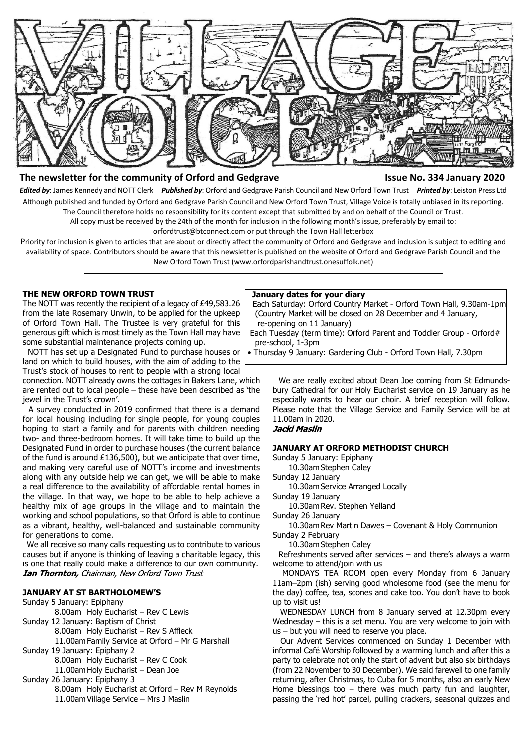# VILLAGE VOICE

**The newsletter for the community of Orford and Gedgrave** **Issue No. 334 January 2020**

***Edited by***: James Kennedy and NOTT Clerk ***Published by***: Orford and Gedgrave Parish Council and New Orford Town Trust ***Printed by***: Leiston Press Ltd

Although published and funded by Orford and Gedgrave Parish Council and New Orford Town Trust, Village Voice is totally unbiased in its reporting. The Council therefore holds no responsibility for its content except that submitted by and on behalf of the Council or Trust.

All copy must be received by the 24th of the month for inclusion in the following month's issue, preferably by email to: orfordtrust@btconnect.com or put through the Town Hall letterbox

Priority for inclusion is given to articles that are about or directly affect the community of Orford and Gedgrave and inclusion is subject to editing and availability of space. Contributors should be aware that this newsletter is published on the website of Orford and Gedgrave Parish Council and the New Orford Town Trust (www.orfordparishandtrust.onesuffolk.net)

---

## THE NEW ORFORD TOWN TRUST

The NOTT was recently the recipient of a legacy of £49,583.26 from the late Rosemary Unwin, to be applied for the upkeep of Orford Town Hall. The Trustee is very grateful for this generous gift which is most timely as the Town Hall may have some substantial maintenance projects coming up.

NOTT has set up a Designated Fund to purchase houses or land on which to build houses, with the aim of adding to the Trust's stock of houses to rent to people with a strong local connection. NOTT already owns the cottages in Bakers Lane, which are rented out to local people – these have been described as 'the jewel in the Trust's crown'.

A survey conducted in 2019 confirmed that there is a demand for local housing including for single people, for young couples hoping to start a family and for parents with children needing two- and three-bedroom homes. It will take time to build up the Designated Fund in order to purchase houses (the current balance of the fund is around £136,500), but we anticipate that over time, and making very careful use of NOTT's income and investments along with any outside help we can get, we will be able to make a real difference to the availability of affordable rental homes in the village. In that way, we hope to be able to help achieve a healthy mix of age groups in the village and to maintain the working and school populations, so that Orford is able to continue as a vibrant, healthy, well-balanced and sustainable community for generations to come.

We all receive so many calls requesting us to contribute to various causes but if anyone is thinking of leaving a charitable legacy, this is one that really could make a difference to our own community.

***Ian Thornton,*** *Chairman, New Orford Town Trust*

## JANUARY AT ST BARTHOLOMEW'S

Sunday 5 January: Epiphany
- 8.00am Holy Eucharist – Rev C Lewis

Sunday 12 January: Baptism of Christ
- 8.00am Holy Eucharist – Rev S Affleck
- 11.00am Family Service at Orford – Mr G Marshall

Sunday 19 January: Epiphany 2
- 8.00am Holy Eucharist – Rev C Cook
- 11.00am Holy Eucharist – Dean Joe

Sunday 26 January: Epiphany 3
- 8.00am Holy Eucharist at Orford – Rev M Reynolds
- 11.00am Village Service – Mrs J Maslin

**January dates for your diary**

- Each Saturday: Orford Country Market - Orford Town Hall, 9.30am-1pm (Country Market will be closed on 28 December and 4 January, re-opening on 11 January)
- Each Tuesday (term time): Orford Parent and Toddler Group - Orford# pre-school, 1-3pm
- Thursday 9 January: Gardening Club - Orford Town Hall, 7.30pm

We are really excited about Dean Joe coming from St Edmundsbury Cathedral for our Holy Eucharist service on 19 January as he especially wants to hear our choir. A brief reception will follow. Please note that the Village Service and Family Service will be at 11.00am in 2020.

***Jacki Maslin***

## JANUARY AT ORFORD METHODIST CHURCH

Sunday 5 January: Epiphany
- 10.30am Stephen Caley

Sunday 12 January
- 10.30am Service Arranged Locally

Sunday 19 January
- 10.30am Rev. Stephen Yelland

Sunday 26 January
- 10.30am Rev Martin Dawes – Covenant & Holy Communion

Sunday 2 February
- 10.30am Stephen Caley

Refreshments served after services – and there's always a warm welcome to attend/join with us

MONDAYS TEA ROOM open every Monday from 6 January 11am–2pm (ish) serving good wholesome food (see the menu for the day) coffee, tea, scones and cake too. You don't have to book up to visit us!

WEDNESDAY LUNCH from 8 January served at 12.30pm every Wednesday – this is a set menu. You are very welcome to join with us – but you will need to reserve you place.

Our Advent Services commenced on Sunday 1 December with informal Café Worship followed by a warming lunch and after this a party to celebrate not only the start of advent but also six birthdays (from 22 November to 30 December). We said farewell to one family returning, after Christmas, to Cuba for 5 months, also an early New Home blessings too – there was much party fun and laughter, passing the 'red hot' parcel, pulling crackers, seasonal quizzes and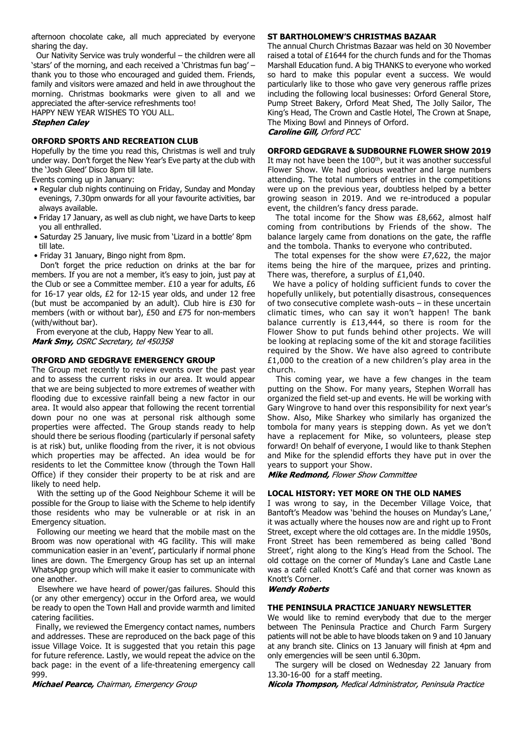afternoon chocolate cake, all much appreciated by everyone sharing the day.

Our Nativity Service was truly wonderful – the children were all 'stars' of the morning, and each received a 'Christmas fun bag' – thank you to those who encouraged and guided them. Friends, family and visitors were amazed and held in awe throughout the morning. Christmas bookmarks were given to all and we appreciated the after-service refreshments too!

HAPPY NEW YEAR WISHES TO YOU ALL.

***Stephen Caley***

## ORFORD SPORTS AND RECREATION CLUB

Hopefully by the time you read this, Christmas is well and truly under way. Don't forget the New Year's Eve party at the club with the 'Josh Gleed' Disco 8pm till late.

Events coming up in January:

- Regular club nights continuing on Friday, Sunday and Monday evenings, 7.30pm onwards for all your favourite activities, bar always available.
- Friday 17 January, as well as club night, we have Darts to keep you all enthralled.
- Saturday 25 January, live music from 'Lizard in a bottle' 8pm till late.
- Friday 31 January, Bingo night from 8pm.

Don't forget the price reduction on drinks at the bar for members. If you are not a member, it's easy to join, just pay at the Club or see a Committee member. £10 a year for adults, £6 for 16-17 year olds, £2 for 12-15 year olds, and under 12 free (but must be accompanied by an adult). Club hire is £30 for members (with or without bar), £50 and £75 for non-members (with/without bar).

From everyone at the club, Happy New Year to all.

***Mark Smy,*** *OSRC Secretary, tel 450358*

## ORFORD AND GEDGRAVE EMERGENCY GROUP

The Group met recently to review events over the past year and to assess the current risks in our area. It would appear that we are being subjected to more extremes of weather with flooding due to excessive rainfall being a new factor in our area. It would also appear that following the recent torrential down pour no one was at personal risk although some properties were affected. The Group stands ready to help should there be serious flooding (particularly if personal safety is at risk) but, unlike flooding from the river, it is not obvious which properties may be affected. An idea would be for residents to let the Committee know (through the Town Hall Office) if they consider their property to be at risk and are likely to need help.

With the setting up of the Good Neighbour Scheme it will be possible for the Group to liaise with the Scheme to help identify those residents who may be vulnerable or at risk in an Emergency situation.

Following our meeting we heard that the mobile mast on the Broom was now operational with 4G facility. This will make communication easier in an 'event', particularly if normal phone lines are down. The Emergency Group has set up an internal WhatsApp group which will make it easier to communicate with one another.

Elsewhere we have heard of power/gas failures. Should this (or any other emergency) occur in the Orford area, we would be ready to open the Town Hall and provide warmth and limited catering facilities.

Finally, we reviewed the Emergency contact names, numbers and addresses. These are reproduced on the back page of this issue Village Voice. It is suggested that you retain this page for future reference. Lastly, we would repeat the advice on the back page: in the event of a life-threatening emergency call 999.

***Michael Pearce,*** *Chairman, Emergency Group*

## ST BARTHOLOMEW'S CHRISTMAS BAZAAR

The annual Church Christmas Bazaar was held on 30 November raised a total of £1644 for the church funds and for the Thomas Marshall Education fund. A big THANKS to everyone who worked so hard to make this popular event a success. We would particularly like to those who gave very generous raffle prizes including the following local businesses: Orford General Store, Pump Street Bakery, Orford Meat Shed, The Jolly Sailor, The King's Head, The Crown and Castle Hotel, The Crown at Snape, The Mixing Bowl and Pinneys of Orford.

***Caroline Gill,*** *Orford PCC*

## ORFORD GEDGRAVE & SUDBOURNE FLOWER SHOW 2019

It may not have been the 100th, but it was another successful Flower Show. We had glorious weather and large numbers attending. The total numbers of entries in the competitions were up on the previous year, doubtless helped by a better growing season in 2019. And we re-introduced a popular event, the children's fancy dress parade.

The total income for the Show was £8,662, almost half coming from contributions by Friends of the show. The balance largely came from donations on the gate, the raffle and the tombola. Thanks to everyone who contributed.

The total expenses for the show were £7,622, the major items being the hire of the marquee, prizes and printing. There was, therefore, a surplus of £1,040.

We have a policy of holding sufficient funds to cover the hopefully unlikely, but potentially disastrous, consequences of two consecutive complete wash-outs – in these uncertain climatic times, who can say it won't happen! The bank balance currently is £13,444, so there is room for the Flower Show to put funds behind other projects. We will be looking at replacing some of the kit and storage facilities required by the Show. We have also agreed to contribute £1,000 to the creation of a new children's play area in the church.

This coming year, we have a few changes in the team putting on the Show. For many years, Stephen Worrall has organized the field set-up and events. He will be working with Gary Wingrove to hand over this responsibility for next year's Show. Also, Mike Sharkey who similarly has organized the tombola for many years is stepping down. As yet we don't have a replacement for Mike, so volunteers, please step forward! On behalf of everyone, I would like to thank Stephen and Mike for the splendid efforts they have put in over the years to support your Show.

***Mike Redmond,*** *Flower Show Committee*

## LOCAL HISTORY: YET MORE ON THE OLD NAMES

I was wrong to say, in the December Village Voice, that Bantoft's Meadow was 'behind the houses on Munday's Lane,' it was actually where the houses now are and right up to Front Street, except where the old cottages are. In the middle 1950s, Front Street has been remembered as being called 'Bond Street', right along to the King's Head from the School. The old cottage on the corner of Munday's Lane and Castle Lane was a café called Knott's Café and that corner was known as Knott's Corner.

***Wendy Roberts***

## THE PENINSULA PRACTICE JANUARY NEWSLETTER

We would like to remind everybody that due to the merger between The Peninsula Practice and Church Farm Surgery patients will not be able to have bloods taken on 9 and 10 January at any branch site. Clinics on 13 January will finish at 4pm and only emergencies will be seen until 6.30pm.

The surgery will be closed on Wednesday 22 January from 13.30-16-00 for a staff meeting.

***Nicola Thompson,*** *Medical Administrator, Peninsula Practice*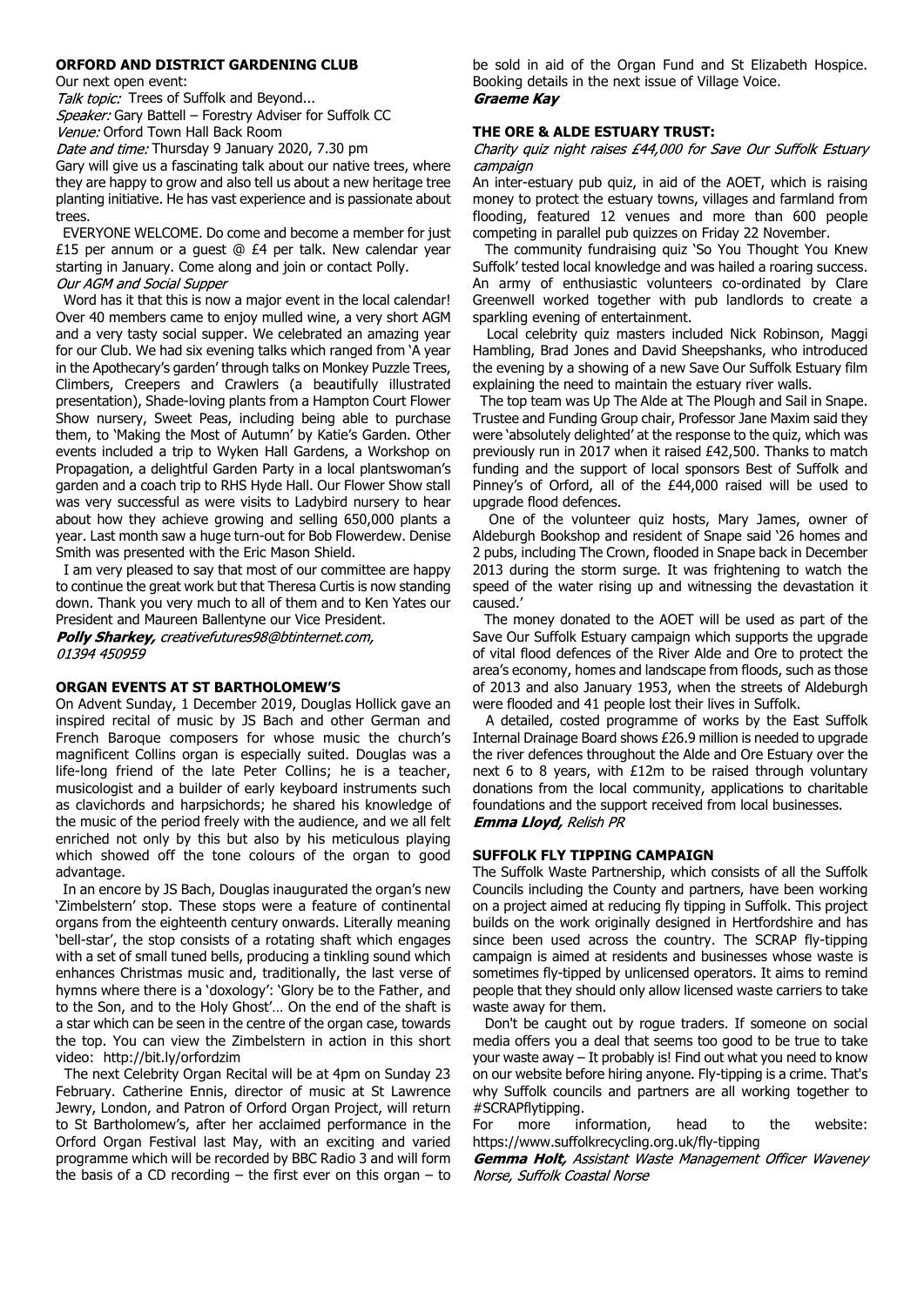### ORFORD AND DISTRICT GARDENING CLUB

Our next open event:

*Talk topic:* Trees of Suffolk and Beyond...

*Speaker:* Gary Battell – Forestry Adviser for Suffolk CC

*Venue:* Orford Town Hall Back Room

*Date and time:* Thursday 9 January 2020, 7.30 pm

Gary will give us a fascinating talk about our native trees, where they are happy to grow and also tell us about a new heritage tree planting initiative. He has vast experience and is passionate about trees.

EVERYONE WELCOME. Do come and become a member for just £15 per annum or a guest @ £4 per talk. New calendar year starting in January. Come along and join or contact Polly.

*Our AGM and Social Supper*

Word has it that this is now a major event in the local calendar! Over 40 members came to enjoy mulled wine, a very short AGM and a very tasty social supper. We celebrated an amazing year for our Club. We had six evening talks which ranged from 'A year in the Apothecary's garden' through talks on Monkey Puzzle Trees, Climbers, Creepers and Crawlers (a beautifully illustrated presentation), Shade-loving plants from a Hampton Court Flower Show nursery, Sweet Peas, including being able to purchase them, to 'Making the Most of Autumn' by Katie's Garden. Other events included a trip to Wyken Hall Gardens, a Workshop on Propagation, a delightful Garden Party in a local plantswoman's garden and a coach trip to RHS Hyde Hall. Our Flower Show stall was very successful as were visits to Ladybird nursery to hear about how they achieve growing and selling 650,000 plants a year. Last month saw a huge turn-out for Bob Flowerdew. Denise Smith was presented with the Eric Mason Shield.

I am very pleased to say that most of our committee are happy to continue the great work but that Theresa Curtis is now standing down. Thank you very much to all of them and to Ken Yates our President and Maureen Ballentyne our Vice President.

***Polly Sharkey,*** *creativefutures98@btinternet.com, 01394 450959*

### ORGAN EVENTS AT ST BARTHOLOMEW'S

On Advent Sunday, 1 December 2019, Douglas Hollick gave an inspired recital of music by JS Bach and other German and French Baroque composers for whose music the church's magnificent Collins organ is especially suited. Douglas was a life-long friend of the late Peter Collins; he is a teacher, musicologist and a builder of early keyboard instruments such as clavichords and harpsichords; he shared his knowledge of the music of the period freely with the audience, and we all felt enriched not only by this but also by his meticulous playing which showed off the tone colours of the organ to good advantage.

In an encore by JS Bach, Douglas inaugurated the organ's new 'Zimbelstern' stop. These stops were a feature of continental organs from the eighteenth century onwards. Literally meaning 'bell-star', the stop consists of a rotating shaft which engages with a set of small tuned bells, producing a tinkling sound which enhances Christmas music and, traditionally, the last verse of hymns where there is a 'doxology': 'Glory be to the Father, and to the Son, and to the Holy Ghost'… On the end of the shaft is a star which can be seen in the centre of the organ case, towards the top. You can view the Zimbelstern in action in this short video: http://bit.ly/orfordzim

The next Celebrity Organ Recital will be at 4pm on Sunday 23 February. Catherine Ennis, director of music at St Lawrence Jewry, London, and Patron of Orford Organ Project, will return to St Bartholomew's, after her acclaimed performance in the Orford Organ Festival last May, with an exciting and varied programme which will be recorded by BBC Radio 3 and will form the basis of a CD recording – the first ever on this organ – to be sold in aid of the Organ Fund and St Elizabeth Hospice. Booking details in the next issue of Village Voice.

***Graeme Kay***

### THE ORE & ALDE ESTUARY TRUST:

*Charity quiz night raises £44,000 for Save Our Suffolk Estuary campaign*

An inter-estuary pub quiz, in aid of the AOET, which is raising money to protect the estuary towns, villages and farmland from flooding, featured 12 venues and more than 600 people competing in parallel pub quizzes on Friday 22 November.

The community fundraising quiz 'So You Thought You Knew Suffolk' tested local knowledge and was hailed a roaring success. An army of enthusiastic volunteers co-ordinated by Clare Greenwell worked together with pub landlords to create a sparkling evening of entertainment.

Local celebrity quiz masters included Nick Robinson, Maggi Hambling, Brad Jones and David Sheepshanks, who introduced the evening by a showing of a new Save Our Suffolk Estuary film explaining the need to maintain the estuary river walls.

The top team was Up The Alde at The Plough and Sail in Snape. Trustee and Funding Group chair, Professor Jane Maxim said they were 'absolutely delighted' at the response to the quiz, which was previously run in 2017 when it raised £42,500. Thanks to match funding and the support of local sponsors Best of Suffolk and Pinney's of Orford, all of the £44,000 raised will be used to upgrade flood defences.

One of the volunteer quiz hosts, Mary James, owner of Aldeburgh Bookshop and resident of Snape said '26 homes and 2 pubs, including The Crown, flooded in Snape back in December 2013 during the storm surge. It was frightening to watch the speed of the water rising up and witnessing the devastation it caused.'

The money donated to the AOET will be used as part of the Save Our Suffolk Estuary campaign which supports the upgrade of vital flood defences of the River Alde and Ore to protect the area's economy, homes and landscape from floods, such as those of 2013 and also January 1953, when the streets of Aldeburgh were flooded and 41 people lost their lives in Suffolk.

A detailed, costed programme of works by the East Suffolk Internal Drainage Board shows £26.9 million is needed to upgrade the river defences throughout the Alde and Ore Estuary over the next 6 to 8 years, with £12m to be raised through voluntary donations from the local community, applications to charitable foundations and the support received from local businesses.

***Emma Lloyd,*** *Relish PR*

### SUFFOLK FLY TIPPING CAMPAIGN

The Suffolk Waste Partnership, which consists of all the Suffolk Councils including the County and partners, have been working on a project aimed at reducing fly tipping in Suffolk. This project builds on the work originally designed in Hertfordshire and has since been used across the country. The SCRAP fly-tipping campaign is aimed at residents and businesses whose waste is sometimes fly-tipped by unlicensed operators. It aims to remind people that they should only allow licensed waste carriers to take waste away for them.

Don't be caught out by rogue traders. If someone on social media offers you a deal that seems too good to be true to take your waste away – It probably is! Find out what you need to know on our website before hiring anyone. Fly-tipping is a crime. That's why Suffolk councils and partners are all working together to #SCRAPflytipping.

For more information, head to the website: https://www.suffolkrecycling.org.uk/fly-tipping

***Gemma Holt,*** *Assistant Waste Management Officer Waveney Norse, Suffolk Coastal Norse*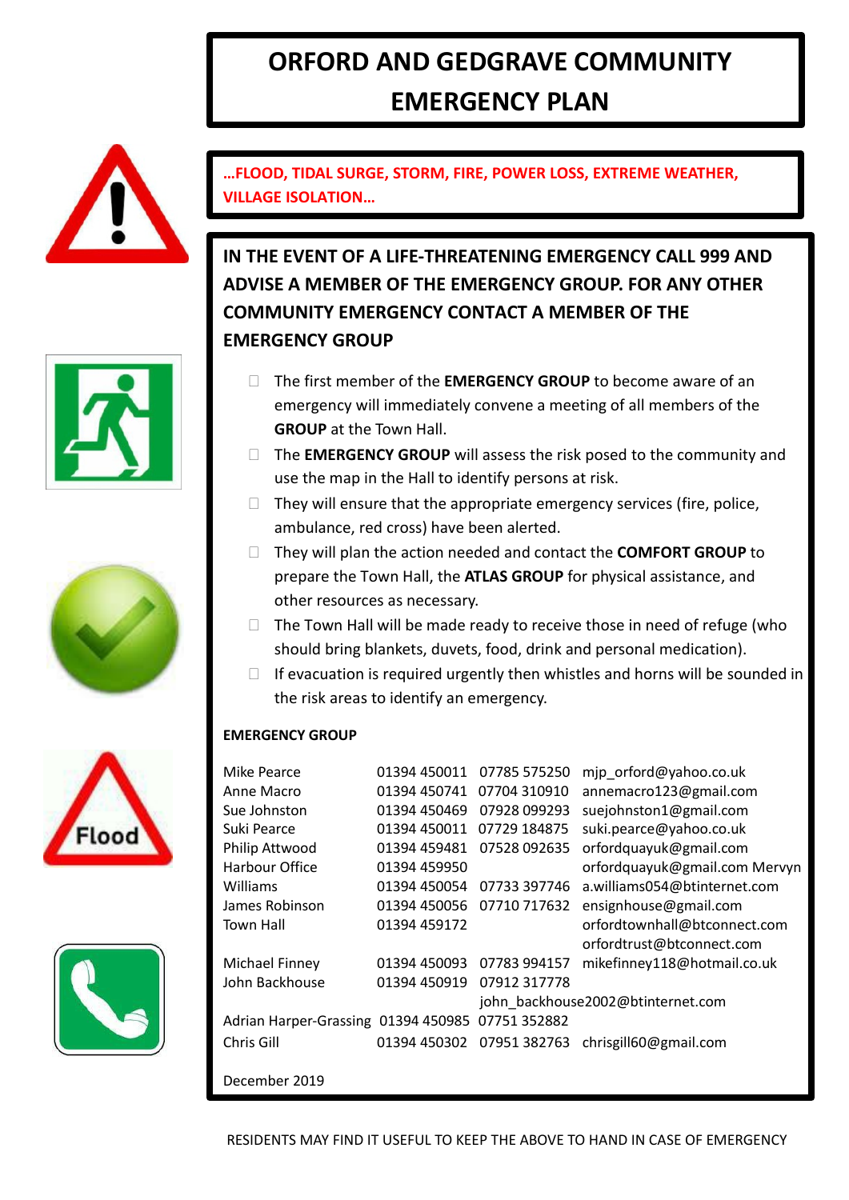# ORFORD AND GEDGRAVE COMMUNITY EMERGENCY PLAN

**…FLOOD, TIDAL SURGE, STORM, FIRE, POWER LOSS, EXTREME WEATHER, VILLAGE ISOLATION…**

**IN THE EVENT OF A LIFE-THREATENING EMERGENCY CALL 999 AND ADVISE A MEMBER OF THE EMERGENCY GROUP. FOR ANY OTHER COMMUNITY EMERGENCY CONTACT A MEMBER OF THE EMERGENCY GROUP**

- The first member of the **EMERGENCY GROUP** to become aware of an emergency will immediately convene a meeting of all members of the **GROUP** at the Town Hall.
- The **EMERGENCY GROUP** will assess the risk posed to the community and use the map in the Hall to identify persons at risk.
- They will ensure that the appropriate emergency services (fire, police, ambulance, red cross) have been alerted.
- They will plan the action needed and contact the **COMFORT GROUP** to prepare the Town Hall, the **ATLAS GROUP** for physical assistance, and other resources as necessary.
- The Town Hall will be made ready to receive those in need of refuge (who should bring blankets, duvets, food, drink and personal medication).
- If evacuation is required urgently then whistles and horns will be sounded in the risk areas to identify an emergency.

**EMERGENCY GROUP**

| | | | |
|---|---|---|---|
| Mike Pearce | 01394 450011 | 07785 575250 | mjp_orford@yahoo.co.uk |
| Anne Macro | 01394 450741 | 07704 310910 | annemacro123@gmail.com |
| Sue Johnston | 01394 450469 | 07928 099293 | suejohnston1@gmail.com |
| Suki Pearce | 01394 450011 | 07729 184875 | suki.pearce@yahoo.co.uk |
| Philip Attwood | 01394 459481 | 07528 092635 | orfordquayuk@gmail.com |
| Harbour Office | 01394 459950 | | orfordquayuk@gmail.com Mervyn |
| Williams | 01394 450054 | 07733 397746 | a.williams054@btinternet.com |
| James Robinson | 01394 450056 | 07710 717632 | ensignhouse@gmail.com |
| Town Hall | 01394 459172 | | orfordtownhall@btconnect.com orfordtrust@btconnect.com |
| Michael Finney | 01394 450093 | 07783 994157 | mikefinney118@hotmail.co.uk |
| John Backhouse | 01394 450919 | 07912 317778 john_backhouse2002@btinternet.com | |
| Adrian Harper-Grassing | 01394 450985 | 07751 352882 | |
| Chris Gill | 01394 450302 | 07951 382763 | chrisgill60@gmail.com |

December 2019

RESIDENTS MAY FIND IT USEFUL TO KEEP THE ABOVE TO HAND IN CASE OF EMERGENCY